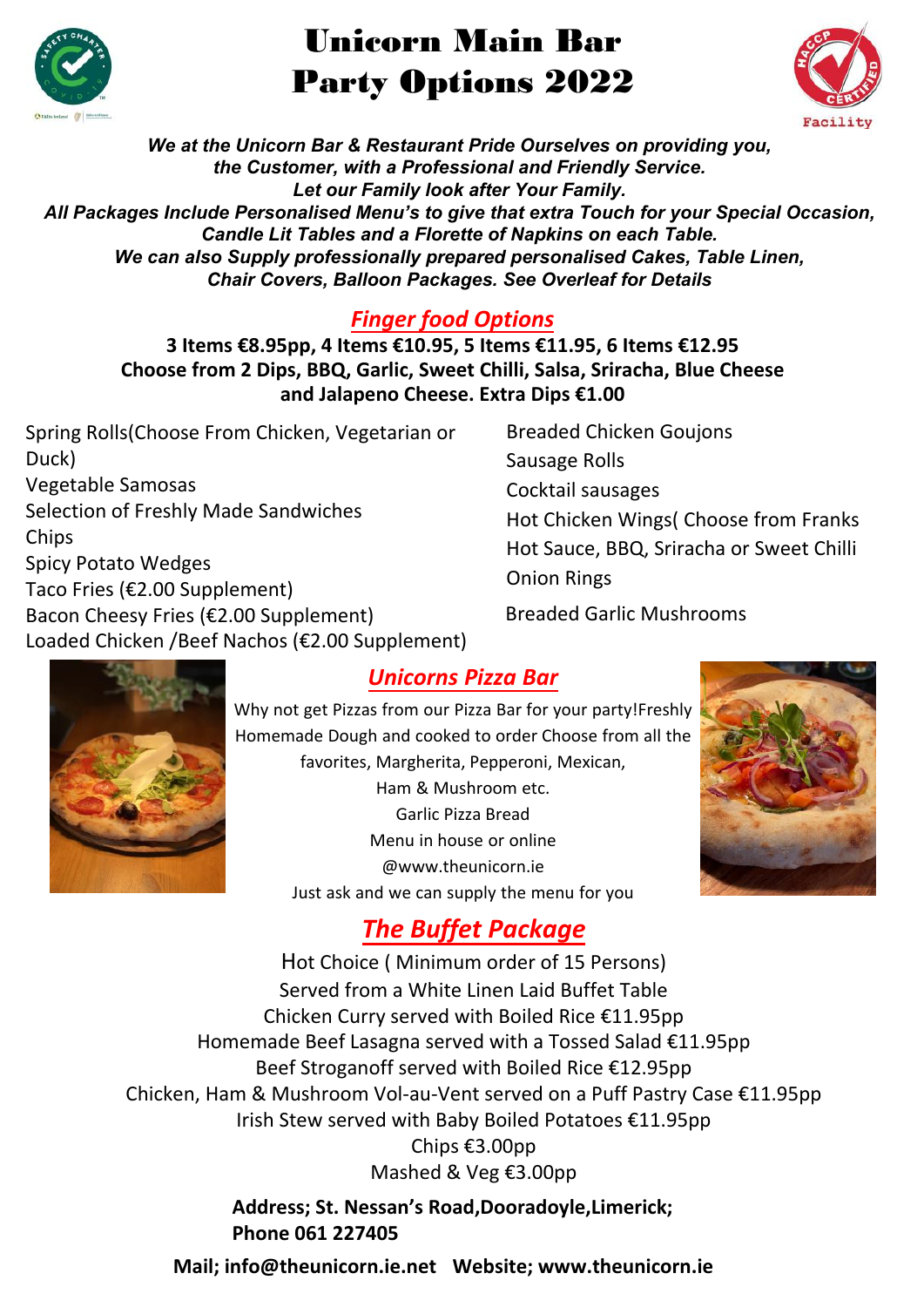# Unicorn Main Bar
# Party Options 2022

***We at the Unicorn Bar & Restaurant Pride Ourselves on providing you, the Customer, with a Professional and Friendly Service.***
***Let our Family look after Your Family.***
***All Packages Include Personalised Menu's to give that extra Touch for your Special Occasion, Candle Lit Tables and a Florette of Napkins on each Table.***
***We can also Supply professionally prepared personalised Cakes, Table Linen, Chair Covers, Balloon Packages. See Overleaf for Details***

## *Finger food Options*

**3 Items €8.95pp, 4 Items €10.95, 5 Items €11.95, 6 Items €12.95**
**Choose from 2 Dips, BBQ, Garlic, Sweet Chilli, Salsa, Sriracha, Blue Cheese and Jalapeno Cheese. Extra Dips €1.00**

Spring Rolls(Choose From Chicken, Vegetarian or Duck)
Vegetable Samosas
Selection of Freshly Made Sandwiches
Chips
Spicy Potato Wedges
Taco Fries (€2.00 Supplement)
Bacon Cheesy Fries (€2.00 Supplement)
Loaded Chicken /Beef Nachos (€2.00 Supplement)
Breaded Chicken Goujons
Sausage Rolls
Cocktail sausages
Hot Chicken Wings( Choose from Franks Hot Sauce, BBQ, Sriracha or Sweet Chilli
Onion Rings
Breaded Garlic Mushrooms

## *Unicorns Pizza Bar*

Why not get Pizzas from our Pizza Bar for your party!Freshly Homemade Dough and cooked to order Choose from all the favorites, Margherita, Pepperoni, Mexican, Ham & Mushroom etc.
Garlic Pizza Bread
Menu in house or online
@www.theunicorn.ie
Just ask and we can supply the menu for you

## *The Buffet Package*

Hot Choice ( Minimum order of 15 Persons)
Served from a White Linen Laid Buffet Table
Chicken Curry served with Boiled Rice €11.95pp
Homemade Beef Lasagna served with a Tossed Salad €11.95pp
Beef Stroganoff served with Boiled Rice €12.95pp
Chicken, Ham & Mushroom Vol-au-Vent served on a Puff Pastry Case €11.95pp
Irish Stew served with Baby Boiled Potatoes €11.95pp
Chips €3.00pp
Mashed & Veg €3.00pp

**Address; St. Nessan's Road,Dooradoyle,Limerick;**
**Phone 061 227405**

**Mail; info@theunicorn.ie.net   Website; www.theunicorn.ie**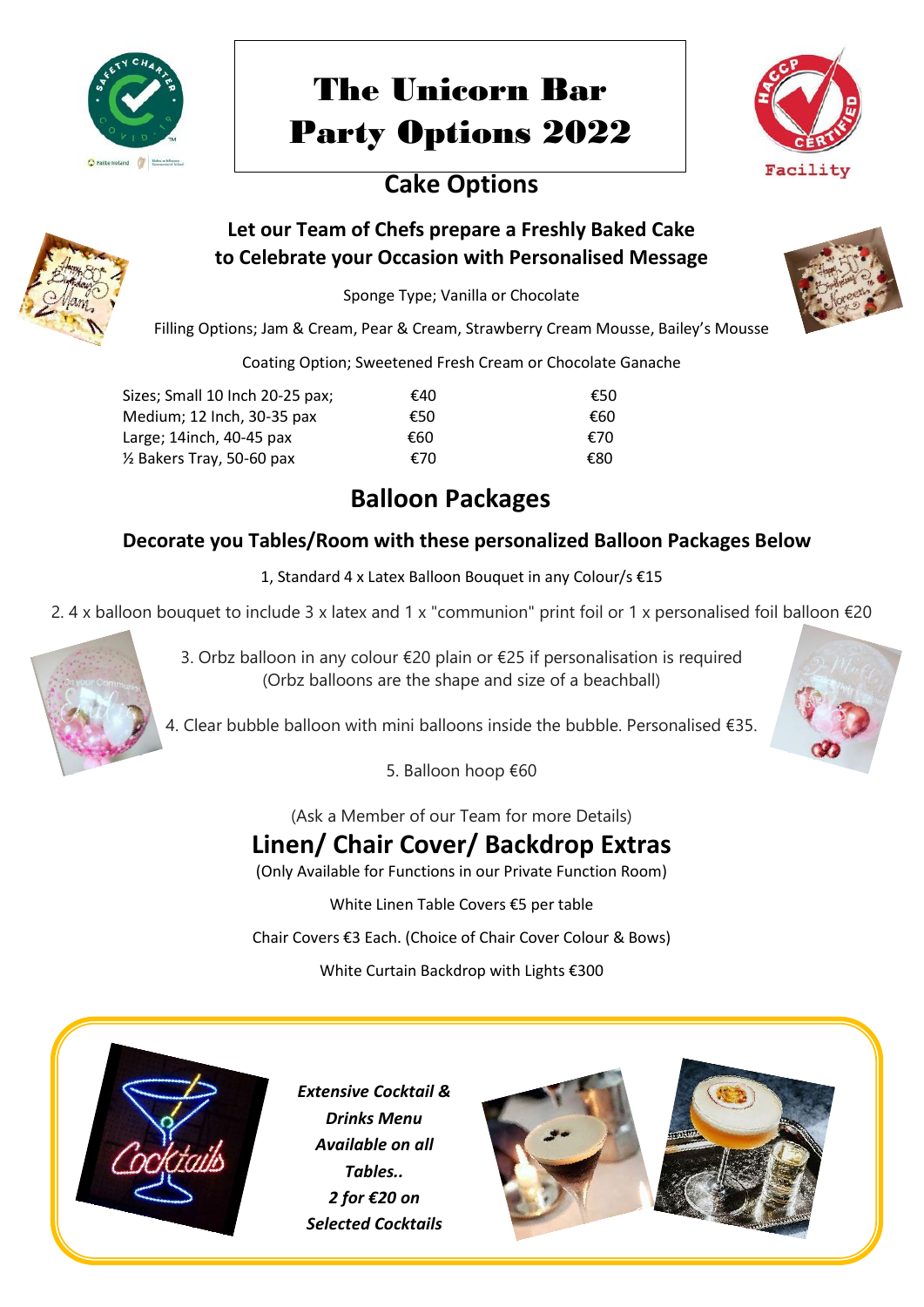# The Unicorn Bar Party Options 2022

## Cake Options

**Let our Team of Chefs prepare a Freshly Baked Cake to Celebrate your Occasion with Personalised Message**

Sponge Type; Vanilla or Chocolate

Filling Options; Jam & Cream, Pear & Cream, Strawberry Cream Mousse, Bailey's Mousse

Coating Option; Sweetened Fresh Cream or Chocolate Ganache

| | | |
|---|---|---|
| Sizes; Small 10 Inch 20-25 pax; | €40 | €50 |
| Medium; 12 Inch, 30-35 pax | €50 | €60 |
| Large; 14inch, 40-45 pax | €60 | €70 |
| ½ Bakers Tray, 50-60 pax | €70 | €80 |

## Balloon Packages

**Decorate you Tables/Room with these personalized Balloon Packages Below**

1, Standard 4 x Latex Balloon Bouquet in any Colour/s €15

2. 4 x balloon bouquet to include 3 x latex and 1 x "communion" print foil or 1 x personalised foil balloon €20

3. Orbz balloon in any colour €20 plain or €25 if personalisation is required (Orbz balloons are the shape and size of a beachball)

4. Clear bubble balloon with mini balloons inside the bubble. Personalised €35.

5. Balloon hoop €60

(Ask a Member of our Team for more Details)

## Linen/ Chair Cover/ Backdrop Extras

(Only Available for Functions in our Private Function Room)

White Linen Table Covers €5 per table

Chair Covers €3 Each. (Choice of Chair Cover Colour & Bows)

White Curtain Backdrop with Lights €300

***Extensive Cocktail & Drinks Menu Available on all Tables.. 2 for €20 on Selected Cocktails***